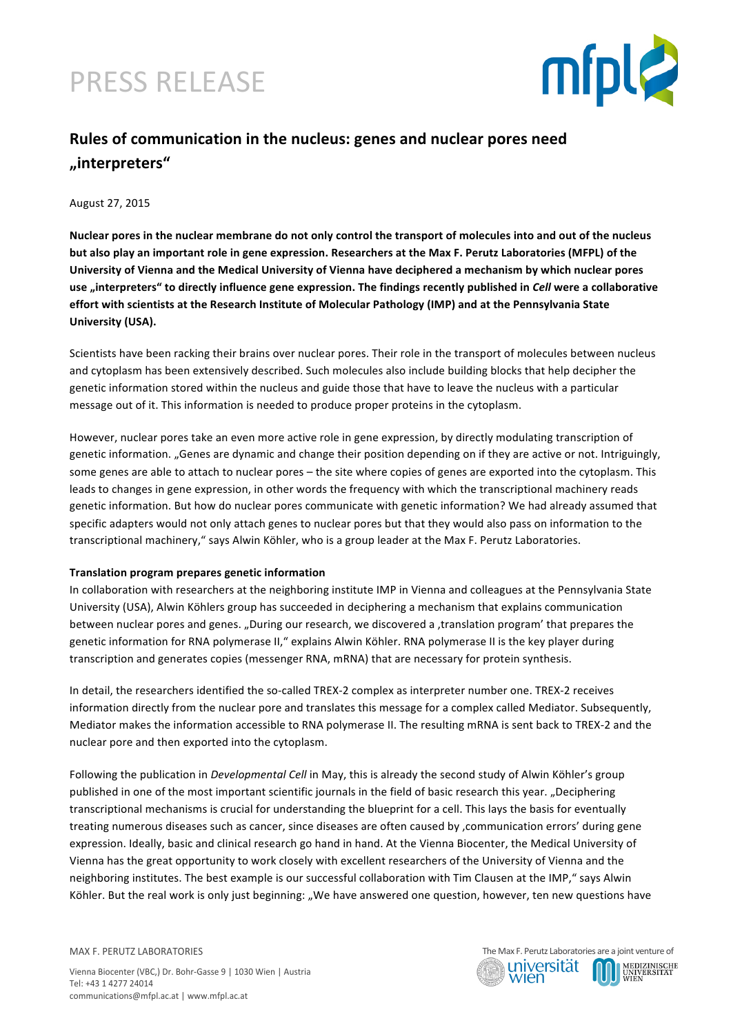# PRESS RELEASE

## Rules of communication in the nucleus: genes and nuclear pores need „interpreters"

August 27, 2015

**Nuclear pores in the nuclear membrane do not only control the transport of molecules into and out of the nucleus but also play an important role in gene expression. Researchers at the Max F. Perutz Laboratories (MFPL) of the University of Vienna and the Medical University of Vienna have deciphered a mechanism by which nuclear pores use „interpreters" to directly influence gene expression. The findings recently published in *Cell* were a collaborative effort with scientists at the Research Institute of Molecular Pathology (IMP) and at the Pennsylvania State University (USA).**

Scientists have been racking their brains over nuclear pores. Their role in the transport of molecules between nucleus and cytoplasm has been extensively described. Such molecules also include building blocks that help decipher the genetic information stored within the nucleus and guide those that have to leave the nucleus with a particular message out of it. This information is needed to produce proper proteins in the cytoplasm.

However, nuclear pores take an even more active role in gene expression, by directly modulating transcription of genetic information. „Genes are dynamic and change their position depending on if they are active or not. Intriguingly, some genes are able to attach to nuclear pores – the site where copies of genes are exported into the cytoplasm. This leads to changes in gene expression, in other words the frequency with which the transcriptional machinery reads genetic information. But how do nuclear pores communicate with genetic information? We had already assumed that specific adapters would not only attach genes to nuclear pores but that they would also pass on information to the transcriptional machinery," says Alwin Köhler, who is a group leader at the Max F. Perutz Laboratories.

**Translation program prepares genetic information**

In collaboration with researchers at the neighboring institute IMP in Vienna and colleagues at the Pennsylvania State University (USA), Alwin Köhlers group has succeeded in deciphering a mechanism that explains communication between nuclear pores and genes. „During our research, we discovered a ‚translation program' that prepares the genetic information for RNA polymerase II," explains Alwin Köhler. RNA polymerase II is the key player during transcription and generates copies (messenger RNA, mRNA) that are necessary for protein synthesis.

In detail, the researchers identified the so-called TREX-2 complex as interpreter number one. TREX-2 receives information directly from the nuclear pore and translates this message for a complex called Mediator. Subsequently, Mediator makes the information accessible to RNA polymerase II. The resulting mRNA is sent back to TREX-2 and the nuclear pore and then exported into the cytoplasm.

Following the publication in *Developmental Cell* in May, this is already the second study of Alwin Köhler's group published in one of the most important scientific journals in the field of basic research this year. „Deciphering transcriptional mechanisms is crucial for understanding the blueprint for a cell. This lays the basis for eventually treating numerous diseases such as cancer, since diseases are often caused by ‚communication errors' during gene expression. Ideally, basic and clinical research go hand in hand. At the Vienna Biocenter, the Medical University of Vienna has the great opportunity to work closely with excellent researchers of the University of Vienna and the neighboring institutes. The best example is our successful collaboration with Tim Clausen at the IMP," says Alwin Köhler. But the real work is only just beginning: „We have answered one question, however, ten new questions have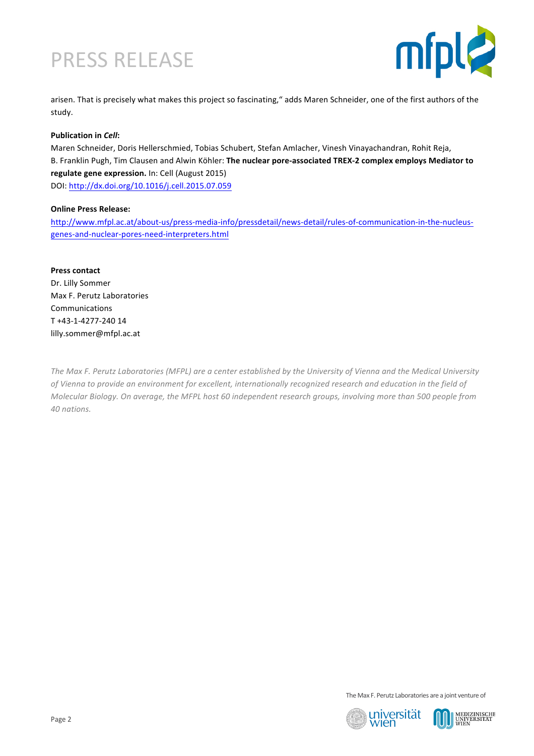arisen. That is precisely what makes this project so fascinating," adds Maren Schneider, one of the first authors of the study.

**Publication in *Cell*:**
Maren Schneider, Doris Hellerschmied, Tobias Schubert, Stefan Amlacher, Vinesh Vinayachandran, Rohit Reja, B. Franklin Pugh, Tim Clausen and Alwin Köhler: **The nuclear pore-associated TREX-2 complex employs Mediator to regulate gene expression.** In: Cell (August 2015)
DOI: http://dx.doi.org/10.1016/j.cell.2015.07.059

**Online Press Release:**
http://www.mfpl.ac.at/about-us/press-media-info/pressdetail/news-detail/rules-of-communication-in-the-nucleus-genes-and-nuclear-pores-need-interpreters.html

**Press contact**
Dr. Lilly Sommer
Max F. Perutz Laboratories
Communications
T +43-1-4277-240 14
lilly.sommer@mfpl.ac.at

*The Max F. Perutz Laboratories (MFPL) are a center established by the University of Vienna and the Medical University of Vienna to provide an environment for excellent, internationally recognized research and education in the field of Molecular Biology. On average, the MFPL host 60 independent research groups, involving more than 500 people from 40 nations.*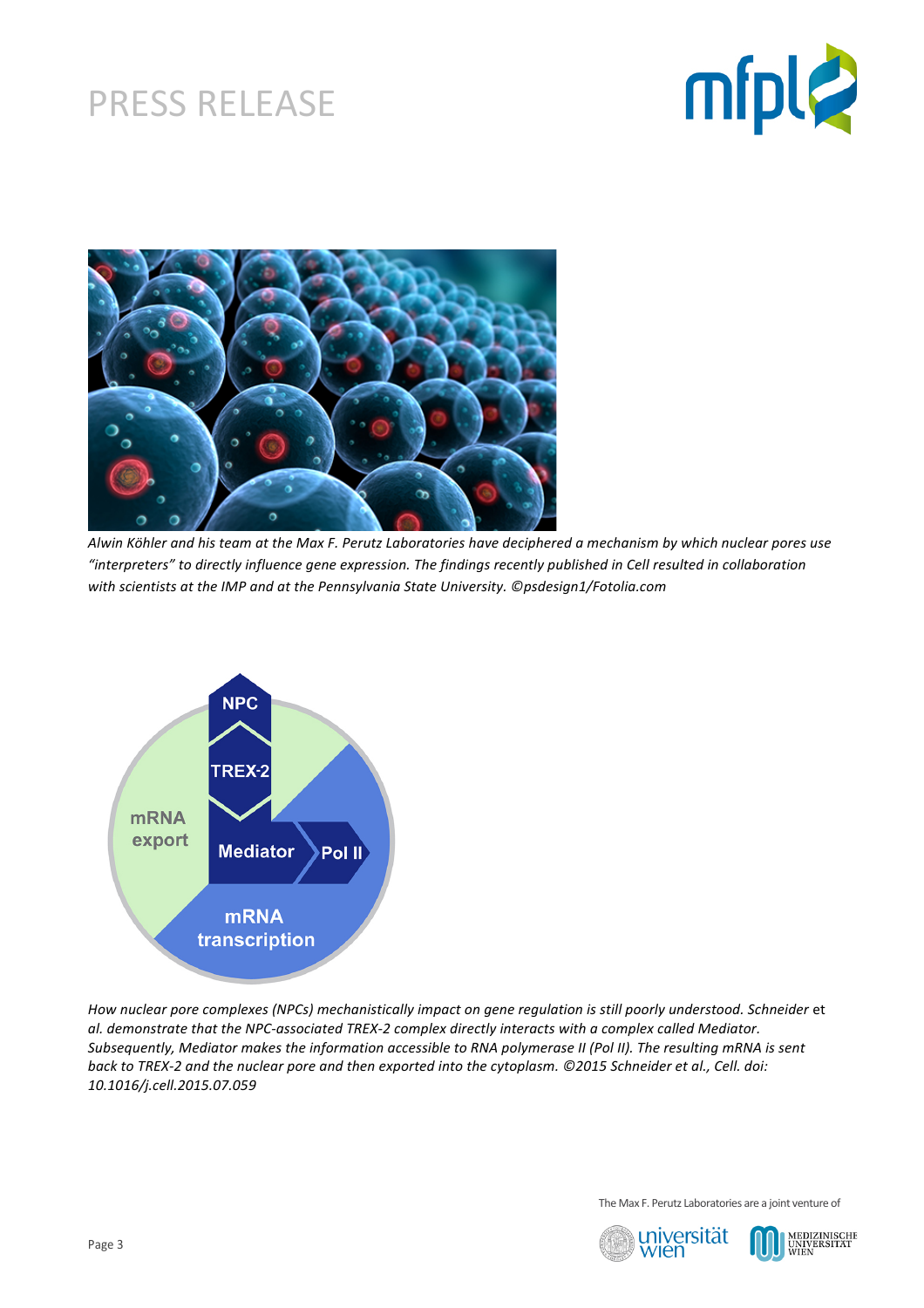*Alwin Köhler and his team at the Max F. Perutz Laboratories have deciphered a mechanism by which nuclear pores use "interpreters" to directly influence gene expression. The findings recently published in Cell resulted in collaboration with scientists at the IMP and at the Pennsylvania State University. ©psdesign1/Fotolia.com*

NPC

TREX-2

mRNA export

Mediator

Pol II

mRNA transcription

*How nuclear pore complexes (NPCs) mechanistically impact on gene regulation is still poorly understood. Schneider* et *al. demonstrate that the NPC-associated TREX-2 complex directly interacts with a complex called Mediator. Subsequently, Mediator makes the information accessible to RNA polymerase II (Pol II). The resulting mRNA is sent back to TREX-2 and the nuclear pore and then exported into the cytoplasm. ©2015 Schneider et al., Cell. doi: 10.1016/j.cell.2015.07.059*

The Max F. Perutz Laboratories are a joint venture of